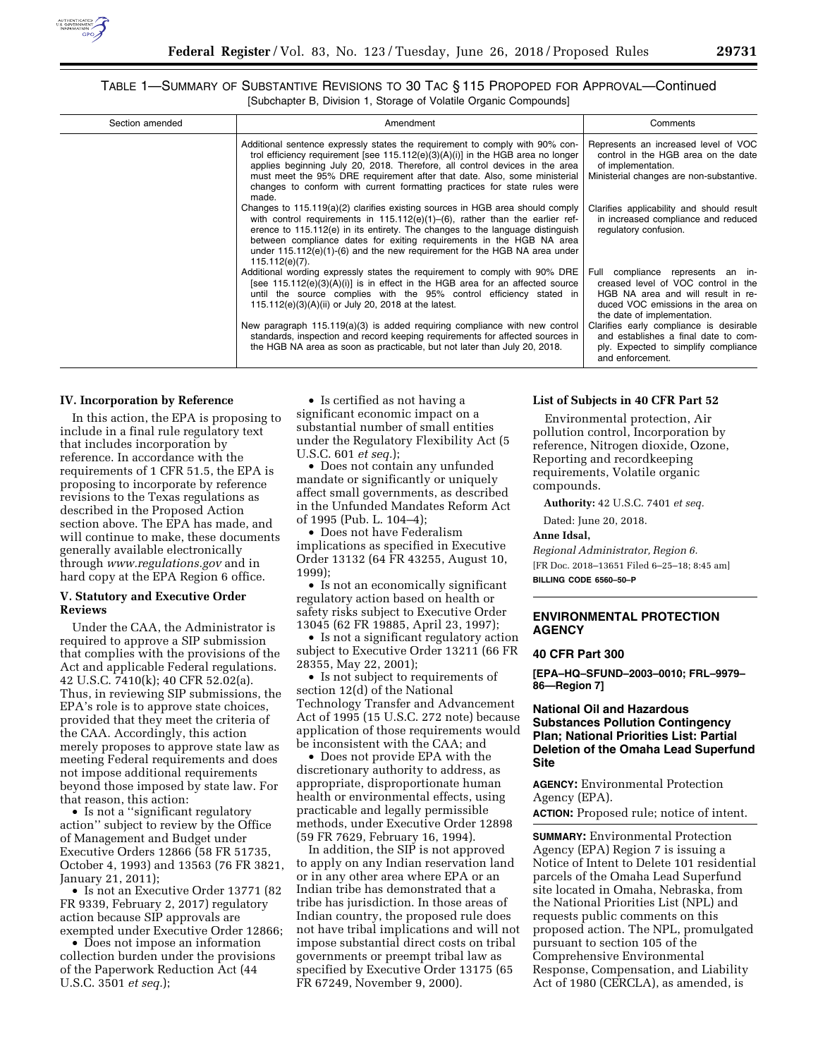TABLE 1—SUMMARY OF SUBSTANTIVE REVISIONS TO 30 TAC § 115 PROPOSED FOR APPROVAL—Continued
[Subchapter B, Division 1, Storage of Volatile Organic Compounds]

| Section amended | Amendment | Comments |
| --- | --- | --- |
| | Additional sentence expressly states the requirement to comply with 90% control efficiency requirement [see 115.112(e)(3)(A)(i)] in the HGB area no longer applies beginning July 20, 2018. Therefore, all control devices in the area must meet the 95% DRE requirement after that date. Also, some ministerial changes to conform with current formatting practices for state rules were made. | Represents an increased level of VOC control in the HGB area on the date of implementation. Ministerial changes are non-substantive. |
| | Changes to 115.119(a)(2) clarifies existing sources in HGB area should comply with control requirements in 115.112(e)(1)–(6), rather than the earlier reference to 115.112(e) in its entirety. The changes to the language distinguish between compliance dates for exiting requirements in the HGB NA area under 115.112(e)(1)-(6) and the new requirement for the HGB NA area under 115.112(e)(7). | Clarifies applicability and should result in increased compliance and reduced regulatory confusion. |
| | Additional wording expressly states the requirement to comply with 90% DRE [see 115.112(e)(3)(A)(i)] is in effect in the HGB area for an affected source until the source complies with the 95% control efficiency stated in 115.112(e)(3)(A)(ii) or July 20, 2018 at the latest. | Full compliance represents an increased level of VOC control in the HGB NA area and will result in reduced VOC emissions in the area on the date of implementation. |
| | New paragraph 115.119(a)(3) is added requiring compliance with new control standards, inspection and record keeping requirements for affected sources in the HGB NA area as soon as practicable, but not later than July 20, 2018. | Clarifies early compliance is desirable and establishes a final date to comply. Expected to simplify compliance and enforcement. |

## IV. Incorporation by Reference

In this action, the EPA is proposing to include in a final rule regulatory text that includes incorporation by reference. In accordance with the requirements of 1 CFR 51.5, the EPA is proposing to incorporate by reference revisions to the Texas regulations as described in the Proposed Action section above. The EPA has made, and will continue to make, these documents generally available electronically through *www.regulations.gov* and in hard copy at the EPA Region 6 office.

## V. Statutory and Executive Order Reviews

Under the CAA, the Administrator is required to approve a SIP submission that complies with the provisions of the Act and applicable Federal regulations. 42 U.S.C. 7410(k); 40 CFR 52.02(a). Thus, in reviewing SIP submissions, the EPA's role is to approve state choices, provided that they meet the criteria of the CAA. Accordingly, this action merely proposes to approve state law as meeting Federal requirements and does not impose additional requirements beyond those imposed by state law. For that reason, this action:

- Is not a "significant regulatory action" subject to review by the Office of Management and Budget under Executive Orders 12866 (58 FR 51735, October 4, 1993) and 13563 (76 FR 3821, January 21, 2011);
- Is not an Executive Order 13771 (82 FR 9339, February 2, 2017) regulatory action because SIP approvals are exempted under Executive Order 12866;
- Does not impose an information collection burden under the provisions of the Paperwork Reduction Act (44 U.S.C. 3501 *et seq.*);
- Is certified as not having a significant economic impact on a substantial number of small entities under the Regulatory Flexibility Act (5 U.S.C. 601 *et seq.*);
- Does not contain any unfunded mandate or significantly or uniquely affect small governments, as described in the Unfunded Mandates Reform Act of 1995 (Pub. L. 104–4);
- Does not have Federalism implications as specified in Executive Order 13132 (64 FR 43255, August 10, 1999);
- Is not an economically significant regulatory action based on health or safety risks subject to Executive Order 13045 (62 FR 19885, April 23, 1997);
- Is not a significant regulatory action subject to Executive Order 13211 (66 FR 28355, May 22, 2001);
- Is not subject to requirements of section 12(d) of the National Technology Transfer and Advancement Act of 1995 (15 U.S.C. 272 note) because application of those requirements would be inconsistent with the CAA; and
- Does not provide EPA with the discretionary authority to address, as appropriate, disproportionate human health or environmental effects, using practicable and legally permissible methods, under Executive Order 12898 (59 FR 7629, February 16, 1994).

In addition, the SIP is not approved to apply on any Indian reservation land or in any other area where EPA or an Indian tribe has demonstrated that a tribe has jurisdiction. In those areas of Indian country, the proposed rule does not have tribal implications and will not impose substantial direct costs on tribal governments or preempt tribal law as specified by Executive Order 13175 (65 FR 67249, November 9, 2000).

### List of Subjects in 40 CFR Part 52

Environmental protection, Air pollution control, Incorporation by reference, Nitrogen dioxide, Ozone, Reporting and recordkeeping requirements, Volatile organic compounds.

**Authority:** 42 U.S.C. 7401 *et seq.*

Dated: June 20, 2018.

**Anne Idsal,**

*Regional Administrator, Region 6.*

[FR Doc. 2018–13651 Filed 6–25–18; 8:45 am]

**BILLING CODE 6560–50–P**

---

## ENVIRONMENTAL PROTECTION AGENCY

### 40 CFR Part 300

**[EPA–HQ–SFUND–2003–0010; FRL–9979–86—Region 7]**

### National Oil and Hazardous Substances Pollution Contingency Plan; National Priorities List: Partial Deletion of the Omaha Lead Superfund Site

**AGENCY:** Environmental Protection Agency (EPA).

**ACTION:** Proposed rule; notice of intent.

**SUMMARY:** Environmental Protection Agency (EPA) Region 7 is issuing a Notice of Intent to Delete 101 residential parcels of the Omaha Lead Superfund site located in Omaha, Nebraska, from the National Priorities List (NPL) and requests public comments on this proposed action. The NPL, promulgated pursuant to section 105 of the Comprehensive Environmental Response, Compensation, and Liability Act of 1980 (CERCLA), as amended, is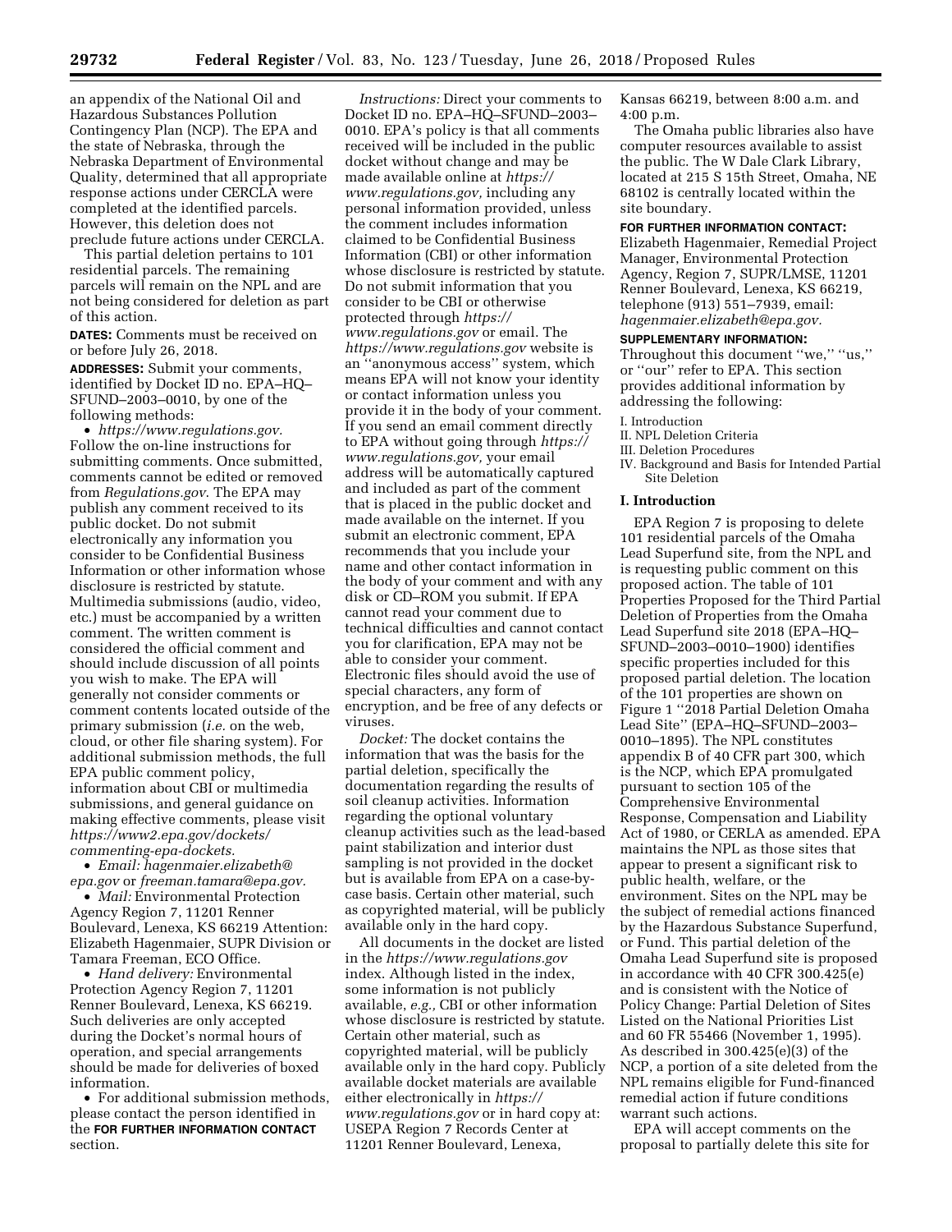an appendix of the National Oil and Hazardous Substances Pollution Contingency Plan (NCP). The EPA and the state of Nebraska, through the Nebraska Department of Environmental Quality, determined that all appropriate response actions under CERCLA were completed at the identified parcels. However, this deletion does not preclude future actions under CERCLA.

This partial deletion pertains to 101 residential parcels. The remaining parcels will remain on the NPL and are not being considered for deletion as part of this action.

**DATES:** Comments must be received on or before July 26, 2018.

**ADDRESSES:** Submit your comments, identified by Docket ID no. EPA–HQ–SFUND–2003–0010, by one of the following methods:

- *https://www.regulations.gov.* Follow the on-line instructions for submitting comments. Once submitted, comments cannot be edited or removed from *Regulations.gov.* The EPA may publish any comment received to its public docket. Do not submit electronically any information you consider to be Confidential Business Information or other information whose disclosure is restricted by statute. Multimedia submissions (audio, video, etc.) must be accompanied by a written comment. The written comment is considered the official comment and should include discussion of all points you wish to make. The EPA will generally not consider comments or comment contents located outside of the primary submission (*i.e.* on the web, cloud, or other file sharing system). For additional submission methods, the full EPA public comment policy, information about CBI or multimedia submissions, and general guidance on making effective comments, please visit *https://www2.epa.gov/dockets/commenting-epa-dockets.*
- *Email: hagenmaier.elizabeth@epa.gov* or *freeman.tamara@epa.gov.*
- *Mail:* Environmental Protection Agency Region 7, 11201 Renner Boulevard, Lenexa, KS 66219 Attention: Elizabeth Hagenmaier, SUPR Division or Tamara Freeman, ECO Office.
- *Hand delivery:* Environmental Protection Agency Region 7, 11201 Renner Boulevard, Lenexa, KS 66219. Such deliveries are only accepted during the Docket's normal hours of operation, and special arrangements should be made for deliveries of boxed information.
- For additional submission methods, please contact the person identified in the **FOR FURTHER INFORMATION CONTACT** section.

*Instructions:* Direct your comments to Docket ID no. EPA–HQ–SFUND–2003–0010. EPA's policy is that all comments received will be included in the public docket without change and may be made available online at *https://www.regulations.gov,* including any personal information provided, unless the comment includes information claimed to be Confidential Business Information (CBI) or other information whose disclosure is restricted by statute. Do not submit information that you consider to be CBI or otherwise protected through *https://www.regulations.gov* or email. The *https://www.regulations.gov* website is an ''anonymous access'' system, which means EPA will not know your identity or contact information unless you provide it in the body of your comment. If you send an email comment directly to EPA without going through *https://www.regulations.gov,* your email address will be automatically captured and included as part of the comment that is placed in the public docket and made available on the internet. If you submit an electronic comment, EPA recommends that you include your name and other contact information in the body of your comment and with any disk or CD–ROM you submit. If EPA cannot read your comment due to technical difficulties and cannot contact you for clarification, EPA may not be able to consider your comment. Electronic files should avoid the use of special characters, any form of encryption, and be free of any defects or viruses.

*Docket:* The docket contains the information that was the basis for the partial deletion, specifically the documentation regarding the results of soil cleanup activities. Information regarding the optional voluntary cleanup activities such as the lead-based paint stabilization and interior dust sampling is not provided in the docket but is available from EPA on a case-by-case basis. Certain other material, such as copyrighted material, will be publicly available only in the hard copy.

All documents in the docket are listed in the *https://www.regulations.gov* index. Although listed in the index, some information is not publicly available, *e.g.,* CBI or other information whose disclosure is restricted by statute. Certain other material, such as copyrighted material, will be publicly available only in the hard copy. Publicly available docket materials are available either electronically in *https://www.regulations.gov* or in hard copy at: USEPA Region 7 Records Center at 11201 Renner Boulevard, Lenexa, Kansas 66219, between 8:00 a.m. and 4:00 p.m.

The Omaha public libraries also have computer resources available to assist the public. The W Dale Clark Library, located at 215 S 15th Street, Omaha, NE 68102 is centrally located within the site boundary.

**FOR FURTHER INFORMATION CONTACT:** Elizabeth Hagenmaier, Remedial Project Manager, Environmental Protection Agency, Region 7, SUPR/LMSE, 11201 Renner Boulevard, Lenexa, KS 66219, telephone (913) 551–7939, email: *hagenmaier.elizabeth@epa.gov.*

**SUPPLEMENTARY INFORMATION:** Throughout this document ''we,'' ''us,'' or ''our'' refer to EPA. This section provides additional information by addressing the following:

I. Introduction
II. NPL Deletion Criteria
III. Deletion Procedures
IV. Background and Basis for Intended Partial Site Deletion

## I. Introduction

EPA Region 7 is proposing to delete 101 residential parcels of the Omaha Lead Superfund site, from the NPL and is requesting public comment on this proposed action. The table of 101 Properties Proposed for the Third Partial Deletion of Properties from the Omaha Lead Superfund site 2018 (EPA–HQ–SFUND–2003–0010–1900) identifies specific properties included for this proposed partial deletion. The location of the 101 properties are shown on Figure 1 ''2018 Partial Deletion Omaha Lead Site'' (EPA–HQ–SFUND–2003–0010–1895). The NPL constitutes appendix B of 40 CFR part 300, which is the NCP, which EPA promulgated pursuant to section 105 of the Comprehensive Environmental Response, Compensation and Liability Act of 1980, or CERLA as amended. EPA maintains the NPL as those sites that appear to present a significant risk to public health, welfare, or the environment. Sites on the NPL may be the subject of remedial actions financed by the Hazardous Substance Superfund, or Fund. This partial deletion of the Omaha Lead Superfund site is proposed in accordance with 40 CFR 300.425(e) and is consistent with the Notice of Policy Change: Partial Deletion of Sites Listed on the National Priorities List and 60 FR 55466 (November 1, 1995). As described in 300.425(e)(3) of the NCP, a portion of a site deleted from the NPL remains eligible for Fund-financed remedial action if future conditions warrant such actions.

EPA will accept comments on the proposal to partially delete this site for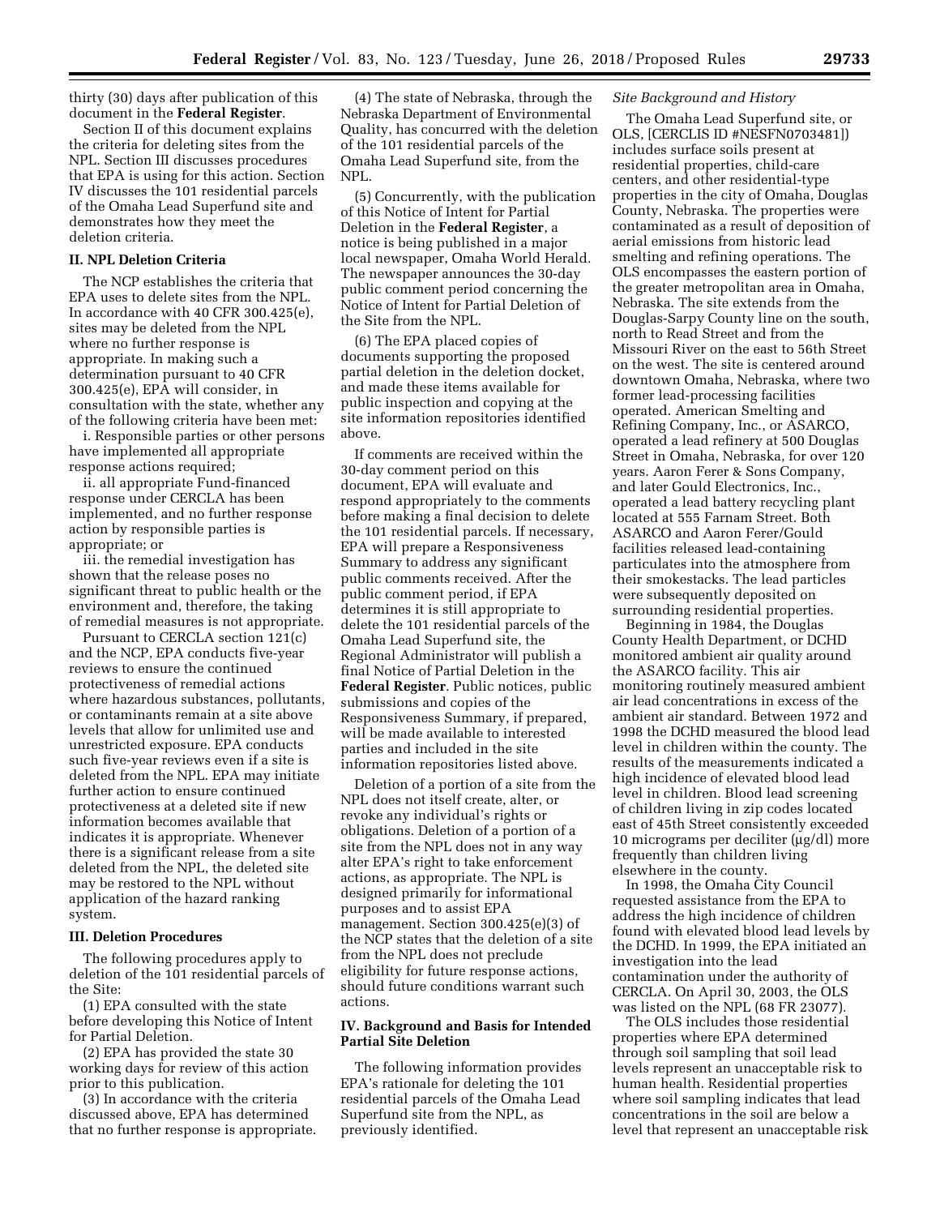thirty (30) days after publication of this document in the **Federal Register**.

Section II of this document explains the criteria for deleting sites from the NPL. Section III discusses procedures that EPA is using for this action. Section IV discusses the 101 residential parcels of the Omaha Lead Superfund site and demonstrates how they meet the deletion criteria.

## II. NPL Deletion Criteria

The NCP establishes the criteria that EPA uses to delete sites from the NPL. In accordance with 40 CFR 300.425(e), sites may be deleted from the NPL where no further response is appropriate. In making such a determination pursuant to 40 CFR 300.425(e), EPA will consider, in consultation with the state, whether any of the following criteria have been met:

i. Responsible parties or other persons have implemented all appropriate response actions required;

ii. all appropriate Fund-financed response under CERCLA has been implemented, and no further response action by responsible parties is appropriate; or

iii. the remedial investigation has shown that the release poses no significant threat to public health or the environment and, therefore, the taking of remedial measures is not appropriate.

Pursuant to CERCLA section 121(c) and the NCP, EPA conducts five-year reviews to ensure the continued protectiveness of remedial actions where hazardous substances, pollutants, or contaminants remain at a site above levels that allow for unlimited use and unrestricted exposure. EPA conducts such five-year reviews even if a site is deleted from the NPL. EPA may initiate further action to ensure continued protectiveness at a deleted site if new information becomes available that indicates it is appropriate. Whenever there is a significant release from a site deleted from the NPL, the deleted site may be restored to the NPL without application of the hazard ranking system.

## III. Deletion Procedures

The following procedures apply to deletion of the 101 residential parcels of the Site:

(1) EPA consulted with the state before developing this Notice of Intent for Partial Deletion.

(2) EPA has provided the state 30 working days for review of this action prior to this publication.

(3) In accordance with the criteria discussed above, EPA has determined that no further response is appropriate.

(4) The state of Nebraska, through the Nebraska Department of Environmental Quality, has concurred with the deletion of the 101 residential parcels of the Omaha Lead Superfund site, from the NPL.

(5) Concurrently, with the publication of this Notice of Intent for Partial Deletion in the **Federal Register**, a notice is being published in a major local newspaper, Omaha World Herald. The newspaper announces the 30-day public comment period concerning the Notice of Intent for Partial Deletion of the Site from the NPL.

(6) The EPA placed copies of documents supporting the proposed partial deletion in the deletion docket, and made these items available for public inspection and copying at the site information repositories identified above.

If comments are received within the 30-day comment period on this document, EPA will evaluate and respond appropriately to the comments before making a final decision to delete the 101 residential parcels. If necessary, EPA will prepare a Responsiveness Summary to address any significant public comments received. After the public comment period, if EPA determines it is still appropriate to delete the 101 residential parcels of the Omaha Lead Superfund site, the Regional Administrator will publish a final Notice of Partial Deletion in the **Federal Register**. Public notices, public submissions and copies of the Responsiveness Summary, if prepared, will be made available to interested parties and included in the site information repositories listed above.

Deletion of a portion of a site from the NPL does not itself create, alter, or revoke any individual's rights or obligations. Deletion of a portion of a site from the NPL does not in any way alter EPA's right to take enforcement actions, as appropriate. The NPL is designed primarily for informational purposes and to assist EPA management. Section 300.425(e)(3) of the NCP states that the deletion of a site from the NPL does not preclude eligibility for future response actions, should future conditions warrant such actions.

## IV. Background and Basis for Intended Partial Site Deletion

The following information provides EPA's rationale for deleting the 101 residential parcels of the Omaha Lead Superfund site from the NPL, as previously identified.

### *Site Background and History*

The Omaha Lead Superfund site, or OLS, [CERCLIS ID #NESFN0703481]) includes surface soils present at residential properties, child-care centers, and other residential-type properties in the city of Omaha, Douglas County, Nebraska. The properties were contaminated as a result of deposition of aerial emissions from historic lead smelting and refining operations. The OLS encompasses the eastern portion of the greater metropolitan area in Omaha, Nebraska. The site extends from the Douglas-Sarpy County line on the south, north to Read Street and from the Missouri River on the east to 56th Street on the west. The site is centered around downtown Omaha, Nebraska, where two former lead-processing facilities operated. American Smelting and Refining Company, Inc., or ASARCO, operated a lead refinery at 500 Douglas Street in Omaha, Nebraska, for over 120 years. Aaron Ferer & Sons Company, and later Gould Electronics, Inc., operated a lead battery recycling plant located at 555 Farnam Street. Both ASARCO and Aaron Ferer/Gould facilities released lead-containing particulates into the atmosphere from their smokestacks. The lead particles were subsequently deposited on surrounding residential properties.

Beginning in 1984, the Douglas County Health Department, or DCHD monitored ambient air quality around the ASARCO facility. This air monitoring routinely measured ambient air lead concentrations in excess of the ambient air standard. Between 1972 and 1998 the DCHD measured the blood lead level in children within the county. The results of the measurements indicated a high incidence of elevated blood lead level in children. Blood lead screening of children living in zip codes located east of 45th Street consistently exceeded 10 micrograms per deciliter (µg/dl) more frequently than children living elsewhere in the county.

In 1998, the Omaha City Council requested assistance from the EPA to address the high incidence of children found with elevated blood lead levels by the DCHD. In 1999, the EPA initiated an investigation into the lead contamination under the authority of CERCLA. On April 30, 2003, the OLS was listed on the NPL (68 FR 23077).

The OLS includes those residential properties where EPA determined through soil sampling that soil lead levels represent an unacceptable risk to human health. Residential properties where soil sampling indicates that lead concentrations in the soil are below a level that represent an unacceptable risk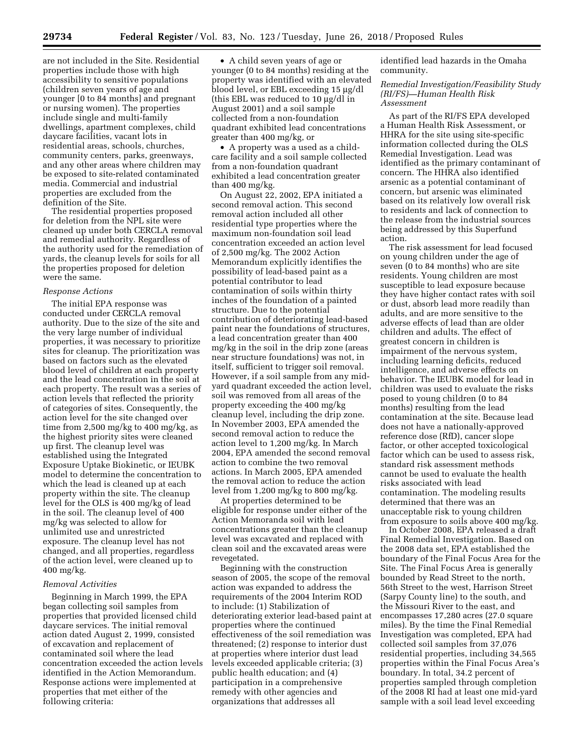are not included in the Site. Residential properties include those with high accessibility to sensitive populations (children seven years of age and younger [0 to 84 months] and pregnant or nursing women). The properties include single and multi-family dwellings, apartment complexes, child daycare facilities, vacant lots in residential areas, schools, churches, community centers, parks, greenways, and any other areas where children may be exposed to site-related contaminated media. Commercial and industrial properties are excluded from the definition of the Site.

The residential properties proposed for deletion from the NPL site were cleaned up under both CERCLA removal and remedial authority. Regardless of the authority used for the remediation of yards, the cleanup levels for soils for all the properties proposed for deletion were the same.

*Response Actions*

The initial EPA response was conducted under CERCLA removal authority. Due to the size of the site and the very large number of individual properties, it was necessary to prioritize sites for cleanup. The prioritization was based on factors such as the elevated blood level of children at each property and the lead concentration in the soil at each property. The result was a series of action levels that reflected the priority of categories of sites. Consequently, the action level for the site changed over time from 2,500 mg/kg to 400 mg/kg, as the highest priority sites were cleaned up first. The cleanup level was established using the Integrated Exposure Uptake Biokinetic, or IEUBK model to determine the concentration to which the lead is cleaned up at each property within the site. The cleanup level for the OLS is 400 mg/kg of lead in the soil. The cleanup level of 400 mg/kg was selected to allow for unlimited use and unrestricted exposure. The cleanup level has not changed, and all properties, regardless of the action level, were cleaned up to 400 mg/kg.

*Removal Activities*

Beginning in March 1999, the EPA began collecting soil samples from properties that provided licensed child daycare services. The initial removal action dated August 2, 1999, consisted of excavation and replacement of contaminated soil where the lead concentration exceeded the action levels identified in the Action Memorandum. Response actions were implemented at properties that met either of the following criteria:

- A child seven years of age or younger (0 to 84 months) residing at the property was identified with an elevated blood level, or EBL exceeding 15 µg/dl (this EBL was reduced to 10 µg/dl in August 2001) and a soil sample collected from a non-foundation quadrant exhibited lead concentrations greater than 400 mg/kg, or
- A property was a used as a child-care facility and a soil sample collected from a non-foundation quadrant exhibited a lead concentration greater than 400 mg/kg.

On August 22, 2002, EPA initiated a second removal action. This second removal action included all other residential type properties where the maximum non-foundation soil lead concentration exceeded an action level of 2,500 mg/kg. The 2002 Action Memorandum explicitly identifies the possibility of lead-based paint as a potential contributor to lead contamination of soils within thirty inches of the foundation of a painted structure. Due to the potential contribution of deteriorating lead-based paint near the foundations of structures, a lead concentration greater than 400 mg/kg in the soil in the drip zone (areas near structure foundations) was not, in itself, sufficient to trigger soil removal. However, if a soil sample from any mid-yard quadrant exceeded the action level, soil was removed from all areas of the property exceeding the 400 mg/kg cleanup level, including the drip zone. In November 2003, EPA amended the second removal action to reduce the action level to 1,200 mg/kg. In March 2004, EPA amended the second removal action to combine the two removal actions. In March 2005, EPA amended the removal action to reduce the action level from 1,200 mg/kg to 800 mg/kg.

At properties determined to be eligible for response under either of the Action Memoranda soil with lead concentrations greater than the cleanup level was excavated and replaced with clean soil and the excavated areas were revegetated.

Beginning with the construction season of 2005, the scope of the removal action was expanded to address the requirements of the 2004 Interim ROD to include: (1) Stabilization of deteriorating exterior lead-based paint at properties where the continued effectiveness of the soil remediation was threatened; (2) response to interior dust at properties where interior dust lead levels exceeded applicable criteria; (3) public health education; and (4) participation in a comprehensive remedy with other agencies and organizations that addresses all identified lead hazards in the Omaha community.

*Remedial Investigation/Feasibility Study (RI/FS)—Human Health Risk Assessment*

As part of the RI/FS EPA developed a Human Health Risk Assessment, or HHRA for the site using site-specific information collected during the OLS Remedial Investigation. Lead was identified as the primary contaminant of concern. The HHRA also identified arsenic as a potential contaminant of concern, but arsenic was eliminated based on its relatively low overall risk to residents and lack of connection to the release from the industrial sources being addressed by this Superfund action.

The risk assessment for lead focused on young children under the age of seven (0 to 84 months) who are site residents. Young children are most susceptible to lead exposure because they have higher contact rates with soil or dust, absorb lead more readily than adults, and are more sensitive to the adverse effects of lead than are older children and adults. The effect of greatest concern in children is impairment of the nervous system, including learning deficits, reduced intelligence, and adverse effects on behavior. The IEUBK model for lead in children was used to evaluate the risks posed to young children (0 to 84 months) resulting from the lead contamination at the site. Because lead does not have a nationally-approved reference dose (RfD), cancer slope factor, or other accepted toxicological factor which can be used to assess risk, standard risk assessment methods cannot be used to evaluate the health risks associated with lead contamination. The modeling results determined that there was an unacceptable risk to young children from exposure to soils above 400 mg/kg.

In October 2008, EPA released a draft Final Remedial Investigation. Based on the 2008 data set, EPA established the boundary of the Final Focus Area for the Site. The Final Focus Area is generally bounded by Read Street to the north, 56th Street to the west, Harrison Street (Sarpy County line) to the south, and the Missouri River to the east, and encompasses 17,280 acres (27.0 square miles). By the time the Final Remedial Investigation was completed, EPA had collected soil samples from 37,076 residential properties, including 34,565 properties within the Final Focus Area's boundary. In total, 34.2 percent of properties sampled through completion of the 2008 RI had at least one mid-yard sample with a soil lead level exceeding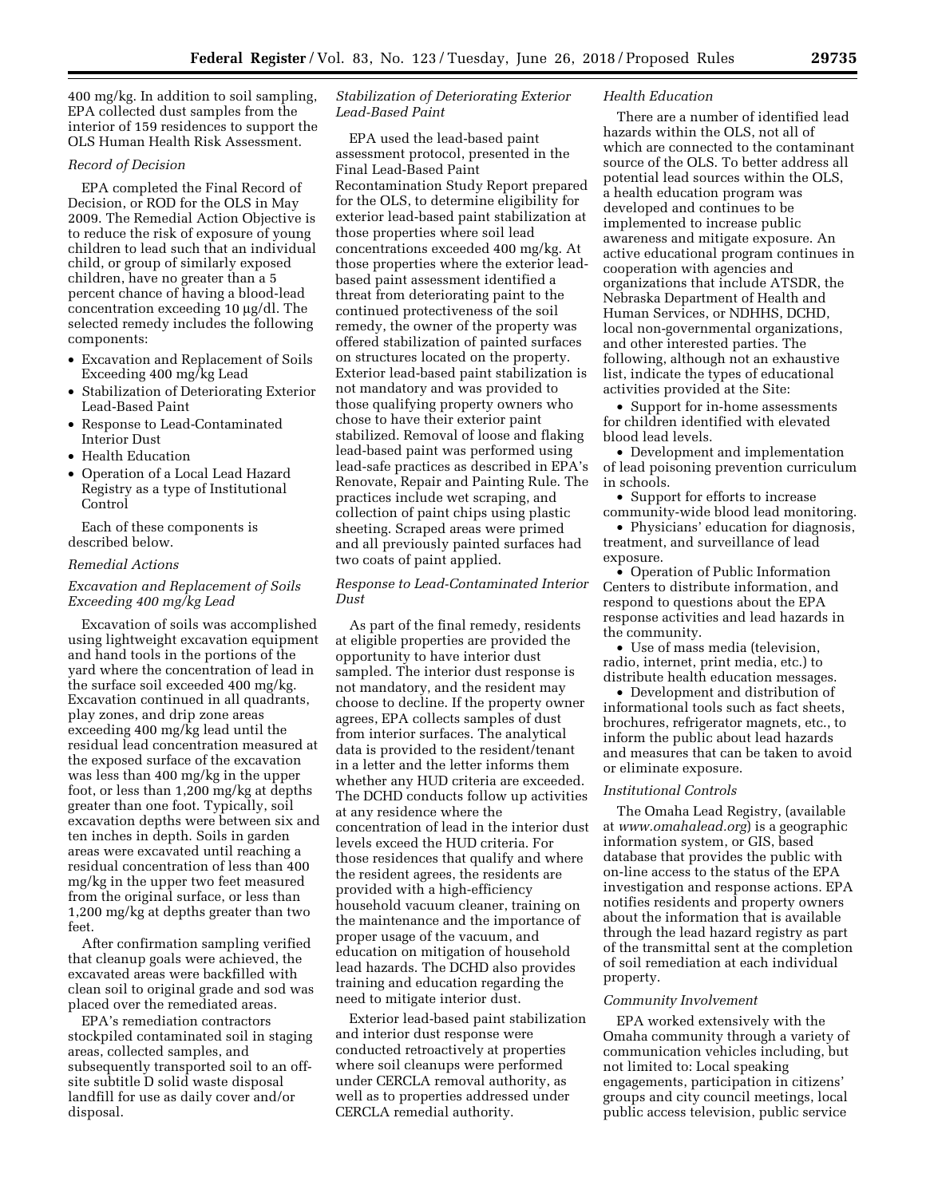400 mg/kg. In addition to soil sampling, EPA collected dust samples from the interior of 159 residences to support the OLS Human Health Risk Assessment.

*Record of Decision*

EPA completed the Final Record of Decision, or ROD for the OLS in May 2009. The Remedial Action Objective is to reduce the risk of exposure of young children to lead such that an individual child, or group of similarly exposed children, have no greater than a 5 percent chance of having a blood-lead concentration exceeding 10 µg/dl. The selected remedy includes the following components:

- Excavation and Replacement of Soils Exceeding 400 mg/kg Lead
- Stabilization of Deteriorating Exterior Lead-Based Paint
- Response to Lead-Contaminated Interior Dust
- Health Education
- Operation of a Local Lead Hazard Registry as a type of Institutional Control

Each of these components is described below.

*Remedial Actions*

*Excavation and Replacement of Soils Exceeding 400 mg/kg Lead*

Excavation of soils was accomplished using lightweight excavation equipment and hand tools in the portions of the yard where the concentration of lead in the surface soil exceeded 400 mg/kg. Excavation continued in all quadrants, play zones, and drip zone areas exceeding 400 mg/kg lead until the residual lead concentration measured at the exposed surface of the excavation was less than 400 mg/kg in the upper foot, or less than 1,200 mg/kg at depths greater than one foot. Typically, soil excavation depths were between six and ten inches in depth. Soils in garden areas were excavated until reaching a residual concentration of less than 400 mg/kg in the upper two feet measured from the original surface, or less than 1,200 mg/kg at depths greater than two feet.

After confirmation sampling verified that cleanup goals were achieved, the excavated areas were backfilled with clean soil to original grade and sod was placed over the remediated areas.

EPA's remediation contractors stockpiled contaminated soil in staging areas, collected samples, and subsequently transported soil to an off-site subtitle D solid waste disposal landfill for use as daily cover and/or disposal.

*Stabilization of Deteriorating Exterior Lead-Based Paint*

EPA used the lead-based paint assessment protocol, presented in the Final Lead-Based Paint Recontamination Study Report prepared for the OLS, to determine eligibility for exterior lead-based paint stabilization at those properties where soil lead concentrations exceeded 400 mg/kg. At those properties where the exterior lead-based paint assessment identified a threat from deteriorating paint to the continued protectiveness of the soil remedy, the owner of the property was offered stabilization of painted surfaces on structures located on the property. Exterior lead-based paint stabilization is not mandatory and was provided to those qualifying property owners who chose to have their exterior paint stabilized. Removal of loose and flaking lead-based paint was performed using lead-safe practices as described in EPA's Renovate, Repair and Painting Rule. The practices include wet scraping, and collection of paint chips using plastic sheeting. Scraped areas were primed and all previously painted surfaces had two coats of paint applied.

*Response to Lead-Contaminated Interior Dust*

As part of the final remedy, residents at eligible properties are provided the opportunity to have interior dust sampled. The interior dust response is not mandatory, and the resident may choose to decline. If the property owner agrees, EPA collects samples of dust from interior surfaces. The analytical data is provided to the resident/tenant in a letter and the letter informs them whether any HUD criteria are exceeded. The DCHD conducts follow up activities at any residence where the concentration of lead in the interior dust levels exceed the HUD criteria. For those residences that qualify and where the resident agrees, the residents are provided with a high-efficiency household vacuum cleaner, training on the maintenance and the importance of proper usage of the vacuum, and education on mitigation of household lead hazards. The DCHD also provides training and education regarding the need to mitigate interior dust.

Exterior lead-based paint stabilization and interior dust response were conducted retroactively at properties where soil cleanups were performed under CERCLA removal authority, as well as to properties addressed under CERCLA remedial authority.

*Health Education*

There are a number of identified lead hazards within the OLS, not all of which are connected to the contaminant source of the OLS. To better address all potential lead sources within the OLS, a health education program was developed and continues to be implemented to increase public awareness and mitigate exposure. An active educational program continues in cooperation with agencies and organizations that include ATSDR, the Nebraska Department of Health and Human Services, or NDHHS, DCHD, local non-governmental organizations, and other interested parties. The following, although not an exhaustive list, indicate the types of educational activities provided at the Site:

- Support for in-home assessments for children identified with elevated blood lead levels.
- Development and implementation of lead poisoning prevention curriculum in schools.
- Support for efforts to increase community-wide blood lead monitoring.
- Physicians' education for diagnosis, treatment, and surveillance of lead exposure.
- Operation of Public Information Centers to distribute information, and respond to questions about the EPA response activities and lead hazards in the community.
- Use of mass media (television, radio, internet, print media, etc.) to distribute health education messages.
- Development and distribution of informational tools such as fact sheets, brochures, refrigerator magnets, etc., to inform the public about lead hazards and measures that can be taken to avoid or eliminate exposure.

*Institutional Controls*

The Omaha Lead Registry, (available at *www.omahalead.org*) is a geographic information system, or GIS, based database that provides the public with on-line access to the status of the EPA investigation and response actions. EPA notifies residents and property owners about the information that is available through the lead hazard registry as part of the transmittal sent at the completion of soil remediation at each individual property.

*Community Involvement*

EPA worked extensively with the Omaha community through a variety of communication vehicles including, but not limited to: Local speaking engagements, participation in citizens' groups and city council meetings, local public access television, public service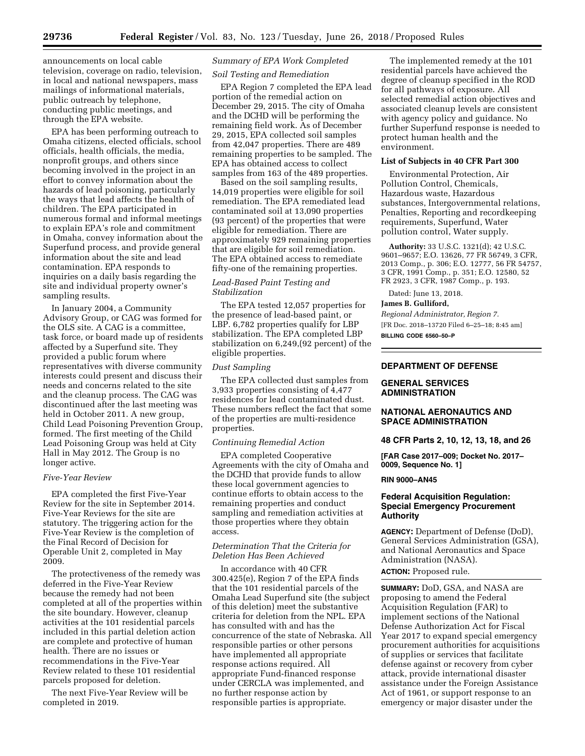announcements on local cable television, coverage on radio, television, in local and national newspapers, mass mailings of informational materials, public outreach by telephone, conducting public meetings, and through the EPA website.

EPA has been performing outreach to Omaha citizens, elected officials, school officials, health officials, the media, nonprofit groups, and others since becoming involved in the project in an effort to convey information about the hazards of lead poisoning, particularly the ways that lead affects the health of children. The EPA participated in numerous formal and informal meetings to explain EPA's role and commitment in Omaha, convey information about the Superfund process, and provide general information about the site and lead contamination. EPA responds to inquiries on a daily basis regarding the site and individual property owner's sampling results.

In January 2004, a Community Advisory Group, or CAG was formed for the OLS site. A CAG is a committee, task force, or board made up of residents affected by a Superfund site. They provided a public forum where representatives with diverse community interests could present and discuss their needs and concerns related to the site and the cleanup process. The CAG was discontinued after the last meeting was held in October 2011. A new group, Child Lead Poisoning Prevention Group, formed. The first meeting of the Child Lead Poisoning Group was held at City Hall in May 2012. The Group is no longer active.

*Five-Year Review*

EPA completed the first Five-Year Review for the site in September 2014. Five-Year Reviews for the site are statutory. The triggering action for the Five-Year Review is the completion of the Final Record of Decision for Operable Unit 2, completed in May 2009.

The protectiveness of the remedy was deferred in the Five-Year Review because the remedy had not been completed at all of the properties within the site boundary. However, cleanup activities at the 101 residential parcels included in this partial deletion action are complete and protective of human health. There are no issues or recommendations in the Five-Year Review related to these 101 residential parcels proposed for deletion.

The next Five-Year Review will be completed in 2019.

*Summary of EPA Work Completed*

*Soil Testing and Remediation*

EPA Region 7 completed the EPA lead portion of the remedial action on December 29, 2015. The city of Omaha and the DCHD will be performing the remaining field work. As of December 29, 2015, EPA collected soil samples from 42,047 properties. There are 489 remaining properties to be sampled. The EPA has obtained access to collect samples from 163 of the 489 properties.

Based on the soil sampling results, 14,019 properties were eligible for soil remediation. The EPA remediated lead contaminated soil at 13,090 properties (93 percent) of the properties that were eligible for remediation. There are approximately 929 remaining properties that are eligible for soil remediation. The EPA obtained access to remediate fifty-one of the remaining properties.

*Lead-Based Paint Testing and Stabilization*

The EPA tested 12,057 properties for the presence of lead-based paint, or LBP. 6,782 properties qualify for LBP stabilization. The EPA completed LBP stabilization on 6,249,(92 percent) of the eligible properties.

*Dust Sampling*

The EPA collected dust samples from 3,933 properties consisting of 4,477 residences for lead contaminated dust. These numbers reflect the fact that some of the properties are multi-residence properties.

*Continuing Remedial Action*

EPA completed Cooperative Agreements with the city of Omaha and the DCHD that provide funds to allow these local government agencies to continue efforts to obtain access to the remaining properties and conduct sampling and remediation activities at those properties where they obtain access.

*Determination That the Criteria for Deletion Has Been Achieved*

In accordance with 40 CFR 300.425(e), Region 7 of the EPA finds that the 101 residential parcels of the Omaha Lead Superfund site (the subject of this deletion) meet the substantive criteria for deletion from the NPL. EPA has consulted with and has the concurrence of the state of Nebraska. All responsible parties or other persons have implemented all appropriate response actions required. All appropriate Fund-financed response under CERCLA was implemented, and no further response action by responsible parties is appropriate.

The implemented remedy at the 101 residential parcels have achieved the degree of cleanup specified in the ROD for all pathways of exposure. All selected remedial action objectives and associated cleanup levels are consistent with agency policy and guidance. No further Superfund response is needed to protect human health and the environment.

**List of Subjects in 40 CFR Part 300**

Environmental Protection, Air Pollution Control, Chemicals, Hazardous waste, Hazardous substances, Intergovernmental relations, Penalties, Reporting and recordkeeping requirements, Superfund, Water pollution control, Water supply.

**Authority:** 33 U.S.C. 1321(d); 42 U.S.C. 9601–9657; E.O. 13626, 77 FR 56749, 3 CFR, 2013 Comp., p. 306; E.O. 12777, 56 FR 54757, 3 CFR, 1991 Comp., p. 351; E.O. 12580, 52 FR 2923, 3 CFR, 1987 Comp., p. 193.

Dated: June 13, 2018.

**James B. Gulliford,**

*Regional Administrator, Region 7.*

[FR Doc. 2018–13720 Filed 6–25–18; 8:45 am]

**BILLING CODE 6560–50–P**

---

## DEPARTMENT OF DEFENSE

## GENERAL SERVICES ADMINISTRATION

## NATIONAL AERONAUTICS AND SPACE ADMINISTRATION

### 48 CFR Parts 2, 10, 12, 13, 18, and 26

**[FAR Case 2017–009; Docket No. 2017–0009, Sequence No. 1]**

**RIN 9000–AN45**

### Federal Acquisition Regulation: Special Emergency Procurement Authority

**AGENCY:** Department of Defense (DoD), General Services Administration (GSA), and National Aeronautics and Space Administration (NASA).

**ACTION:** Proposed rule.

**SUMMARY:** DoD, GSA, and NASA are proposing to amend the Federal Acquisition Regulation (FAR) to implement sections of the National Defense Authorization Act for Fiscal Year 2017 to expand special emergency procurement authorities for acquisitions of supplies or services that facilitate defense against or recovery from cyber attack, provide international disaster assistance under the Foreign Assistance Act of 1961, or support response to an emergency or major disaster under the